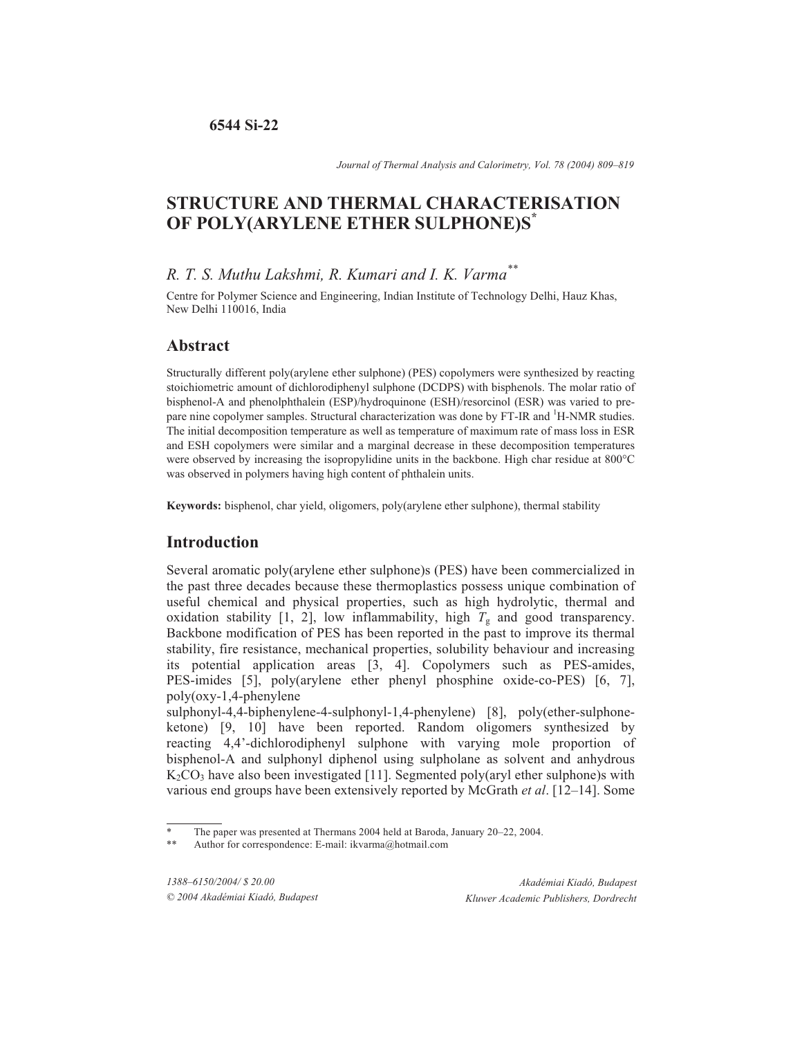**6544 Si-22**

# STRUCTURE AND THERMAL CHARACTERISATION OF POLY(ARYLENE ETHER SULPHONE)S*

*R. T. S. Muthu Lakshmi, R. Kumari and I. K. Varma***

Centre for Polymer Science and Engineering, Indian Institute of Technology Delhi, Hauz Khas, New Delhi 110016, India

## Abstract

Structurally different poly(arylene ether sulphone) (PES) copolymers were synthesized by reacting stoichiometric amount of dichlorodiphenyl sulphone (DCDPS) with bisphenols. The molar ratio of bisphenol-A and phenolphthalein (ESP)/hydroquinone (ESH)/resorcinol (ESR) was varied to prepare nine copolymer samples. Structural characterization was done by FT-IR and $^1$H-NMR studies. The initial decomposition temperature as well as temperature of maximum rate of mass loss in ESR and ESH copolymers were similar and a marginal decrease in these decomposition temperatures were observed by increasing the isopropylidine units in the backbone. High char residue at 800°C was observed in polymers having high content of phthalein units.

**Keywords:** bisphenol, char yield, oligomers, poly(arylene ether sulphone), thermal stability

## Introduction

Several aromatic poly(arylene ether sulphone)s (PES) have been commercialized in the past three decades because these thermoplastics possess unique combination of useful chemical and physical properties, such as high hydrolytic, thermal and oxidation stability [1, 2], low inflammability, high $T_g$ and good transparency. Backbone modification of PES has been reported in the past to improve its thermal stability, fire resistance, mechanical properties, solubility behaviour and increasing its potential application areas [3, 4]. Copolymers such as PES-amides, PES-imides [5], poly(arylene ether phenyl phosphine oxide-co-PES) [6, 7], poly(oxy-1,4-phenylene sulphonyl-4,4-biphenylene-4-sulphonyl-1,4-phenylene) [8], poly(ether-sulphone-ketone) [9, 10] have been reported. Random oligomers synthesized by reacting 4,4'-dichlorodiphenyl sulphone with varying mole proportion of bisphenol-A and sulphonyl diphenol using sulpholane as solvent and anhydrous $K_2CO_3$ have also been investigated [11]. Segmented poly(aryl ether sulphone)s with various end groups have been extensively reported by McGrath *et al*. [12–14]. Some

---

\* The paper was presented at Thermans 2004 held at Baroda, January 20–22, 2004.

\*\* Author for correspondence: E-mail: ikvarma@hotmail.com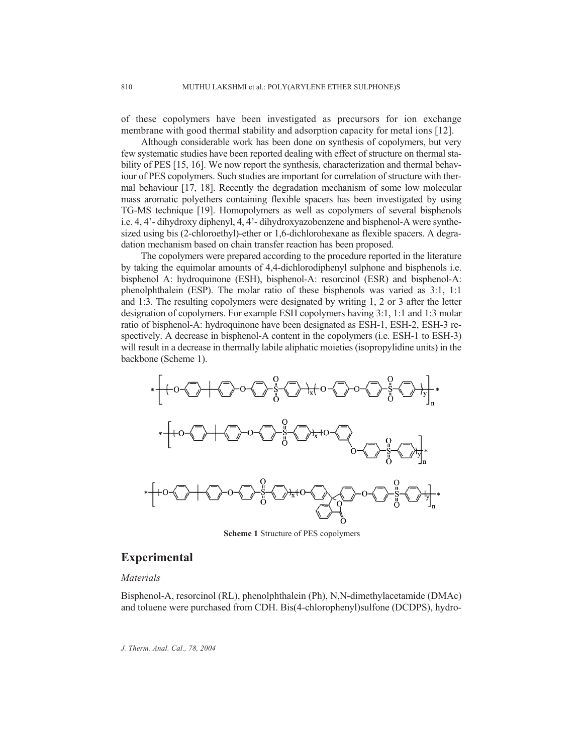of these copolymers have been investigated as precursors for ion exchange membrane with good thermal stability and adsorption capacity for metal ions [12].

Although considerable work has been done on synthesis of copolymers, but very few systematic studies have been reported dealing with effect of structure on thermal stability of PES [15, 16]. We now report the synthesis, characterization and thermal behaviour of PES copolymers. Such studies are important for correlation of structure with thermal behaviour [17, 18]. Recently the degradation mechanism of some low molecular mass aromatic polyethers containing flexible spacers has been investigated by using TG-MS technique [19]. Homopolymers as well as copolymers of several bisphenols i.e. 4, 4'- dihydroxy diphenyl, 4, 4'- dihydroxyazobenzene and bisphenol-A were synthesized using bis (2-chloroethyl)-ether or 1,6-dichlorohexane as flexible spacers. A degradation mechanism based on chain transfer reaction has been proposed.

The copolymers were prepared according to the procedure reported in the literature by taking the equimolar amounts of 4,4-dichlorodiphenyl sulphone and bisphenols i.e. bisphenol A: hydroquinone (ESH), bisphenol-A: resorcinol (ESR) and bisphenol-A: phenolphthalein (ESP). The molar ratio of these bisphenols was varied as 3:1, 1:1 and 1:3. The resulting copolymers were designated by writing 1, 2 or 3 after the letter designation of copolymers. For example ESH copolymers having 3:1, 1:1 and 1:3 molar ratio of bisphenol-A: hydroquinone have been designated as ESH-1, ESH-2, ESH-3 respectively. A decrease in bisphenol-A content in the copolymers (i.e. ESH-1 to ESH-3) will result in a decrease in thermally labile aliphatic moieties (isopropylidine units) in the backbone (Scheme 1).

**Scheme 1** Structure of PES copolymers

## Experimental

### *Materials*

Bisphenol-A, resorcinol (RL), phenolphthalein (Ph), N,N-dimethylacetamide (DMAc) and toluene were purchased from CDH. Bis(4-chlorophenyl)sulfone (DCDPS), hydro-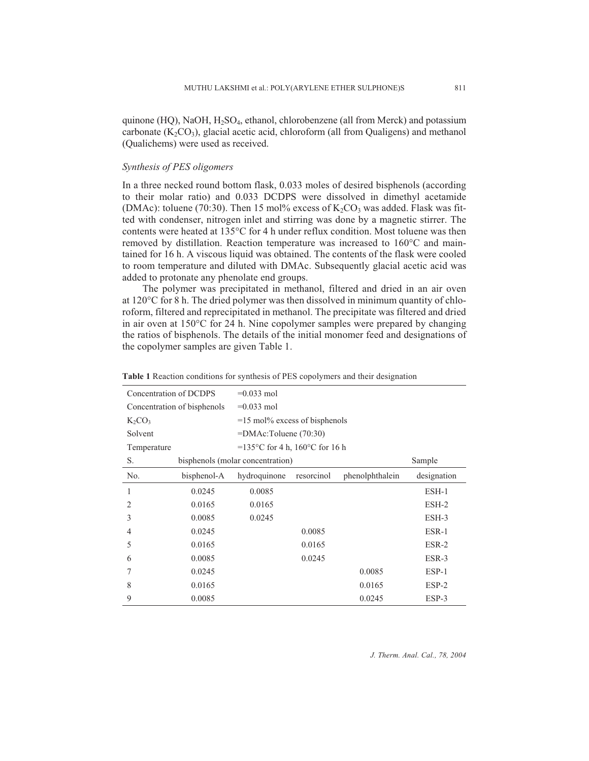quinone (HQ), NaOH, $H_2SO_4$, ethanol, chlorobenzene (all from Merck) and potassium carbonate ($K_2CO_3$), glacial acetic acid, chloroform (all from Qualigens) and methanol (Qualichems) were used as received.

### *Synthesis of PES oligomers*

In a three necked round bottom flask, 0.033 moles of desired bisphenols (according to their molar ratio) and 0.033 DCDPS were dissolved in dimethyl acetamide (DMAc): toluene (70:30). Then 15 mol% excess of $K_2CO_3$ was added. Flask was fitted with condenser, nitrogen inlet and stirring was done by a magnetic stirrer. The contents were heated at 135°C for 4 h under reflux condition. Most toluene was then removed by distillation. Reaction temperature was increased to 160°C and maintained for 16 h. A viscous liquid was obtained. The contents of the flask were cooled to room temperature and diluted with DMAc. Subsequently glacial acetic acid was added to protonate any phenolate end groups.

The polymer was precipitated in methanol, filtered and dried in an air oven at 120°C for 8 h. The dried polymer was then dissolved in minimum quantity of chloroform, filtered and reprecipitated in methanol. The precipitate was filtered and dried in air oven at 150°C for 24 h. Nine copolymer samples were prepared by changing the ratios of bisphenols. The details of the initial monomer feed and designations of the copolymer samples are given Table 1.

**Table 1** Reaction conditions for synthesis of PES copolymers and their designation

| Concentration of DCDPS | =0.033 mol | | | | |
|---|---|---|---|---|---|
| Concentration of bisphenols | =0.033 mol | | | | |
| $K_2CO_3$ | =15 mol% excess of bisphenols | | | | |
| Solvent | =DMAc:Toluene (70:30) | | | | |
| Temperature | =135°C for 4 h, 160°C for 16 h | | | | |
| S. | bisphenols (molar concentration) | | | | Sample |
| No. | bisphenol-A | hydroquinone | resorcinol | phenolphthalein | designation |
| 1 | 0.0245 | 0.0085 | | | ESH-1 |
| 2 | 0.0165 | 0.0165 | | | ESH-2 |
| 3 | 0.0085 | 0.0245 | | | ESH-3 |
| 4 | 0.0245 | | 0.0085 | | ESR-1 |
| 5 | 0.0165 | | 0.0165 | | ESR-2 |
| 6 | 0.0085 | | 0.0245 | | ESR-3 |
| 7 | 0.0245 | | | 0.0085 | ESP-1 |
| 8 | 0.0165 | | | 0.0165 | ESP-2 |
| 9 | 0.0085 | | | 0.0245 | ESP-3 |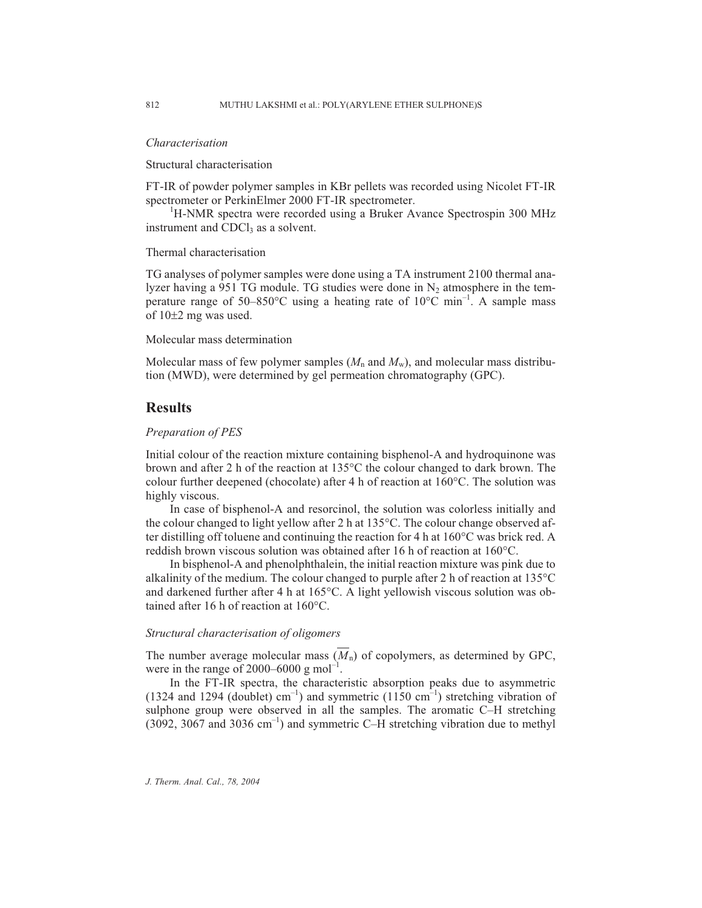### *Characterisation*

Structural characterisation

FT-IR of powder polymer samples in KBr pellets was recorded using Nicolet FT-IR spectrometer or PerkinElmer 2000 FT-IR spectrometer.

$^{1}$H-NMR spectra were recorded using a Bruker Avance Spectrospin 300 MHz instrument and $CDCl_3$ as a solvent.

Thermal characterisation

TG analyses of polymer samples were done using a TA instrument 2100 thermal analyzer having a 951 TG module. TG studies were done in $N_2$ atmosphere in the temperature range of 50–850°C using a heating rate of 10°C $min^{-1}$. A sample mass of 10±2 mg was used.

Molecular mass determination

Molecular mass of few polymer samples ($M_n$ and $M_w$), and molecular mass distribution (MWD), were determined by gel permeation chromatography (GPC).

## Results

### *Preparation of PES*

Initial colour of the reaction mixture containing bisphenol-A and hydroquinone was brown and after 2 h of the reaction at 135°C the colour changed to dark brown. The colour further deepened (chocolate) after 4 h of reaction at 160°C. The solution was highly viscous.

In case of bisphenol-A and resorcinol, the solution was colorless initially and the colour changed to light yellow after 2 h at 135°C. The colour change observed after distilling off toluene and continuing the reaction for 4 h at 160°C was brick red. A reddish brown viscous solution was obtained after 16 h of reaction at 160°C.

In bisphenol-A and phenolphthalein, the initial reaction mixture was pink due to alkalinity of the medium. The colour changed to purple after 2 h of reaction at 135°C and darkened further after 4 h at 165°C. A light yellowish viscous solution was obtained after 16 h of reaction at 160°C.

### *Structural characterisation of oligomers*

The number average molecular mass ($\overline{M}_n$) of copolymers, as determined by GPC, were in the range of 2000–6000 g $mol^{-1}$.

In the FT-IR spectra, the characteristic absorption peaks due to asymmetric (1324 and 1294 (doublet) $cm^{-1}$) and symmetric (1150 $cm^{-1}$) stretching vibration of sulphone group were observed in all the samples. The aromatic C–H stretching (3092, 3067 and 3036 $cm^{-1}$) and symmetric C–H stretching vibration due to methyl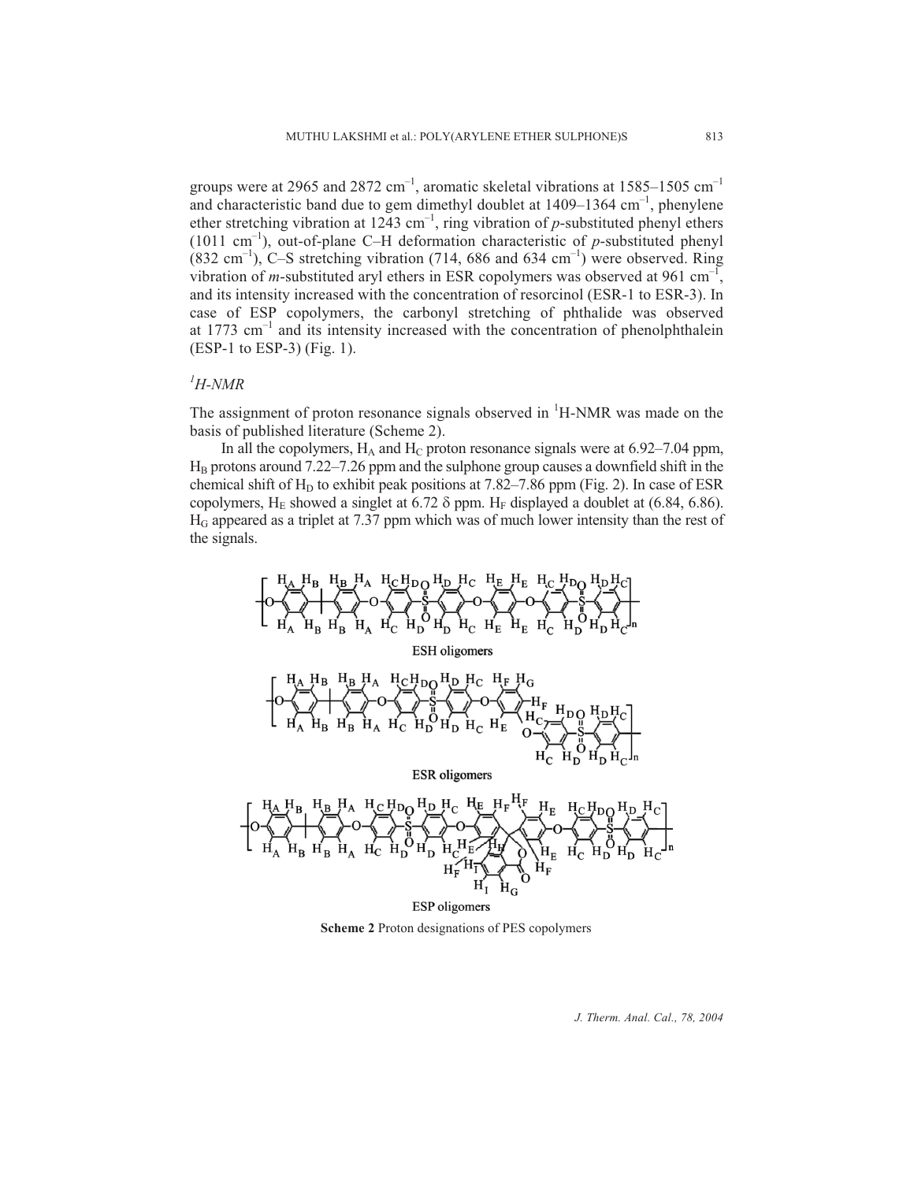groups were at 2965 and 2872 cm$^{-1}$, aromatic skeletal vibrations at 1585–1505 cm$^{-1}$ and characteristic band due to gem dimethyl doublet at 1409–1364 cm$^{-1}$, phenylene ether stretching vibration at 1243 cm$^{-1}$, ring vibration of *p*-substituted phenyl ethers (1011 cm$^{-1}$), out-of-plane C–H deformation characteristic of *p*-substituted phenyl (832 cm$^{-1}$), C–S stretching vibration (714, 686 and 634 cm$^{-1}$) were observed. Ring vibration of *m*-substituted aryl ethers in ESR copolymers was observed at 961 cm$^{-1}$, and its intensity increased with the concentration of resorcinol (ESR-1 to ESR-3). In case of ESP copolymers, the carbonyl stretching of phthalide was observed at 1773 cm$^{-1}$ and its intensity increased with the concentration of phenolphthalein (ESP-1 to ESP-3) (Fig. 1).

## $^1$H-NMR

The assignment of proton resonance signals observed in $^1$H-NMR was made on the basis of published literature (Scheme 2).

In all the copolymers, $H_A$ and $H_C$ proton resonance signals were at 6.92–7.04 ppm, $H_B$ protons around 7.22–7.26 ppm and the sulphone group causes a downfield shift in the chemical shift of $H_D$ to exhibit peak positions at 7.82–7.86 ppm (Fig. 2). In case of ESR copolymers, $H_E$ showed a singlet at 6.72 δ ppm. $H_F$ displayed a doublet at (6.84, 6.86). $H_G$ appeared as a triplet at 7.37 ppm which was of much lower intensity than the rest of the signals.

ESH oligomers

ESR oligomers

ESP oligomers

**Scheme 2** Proton designations of PES copolymers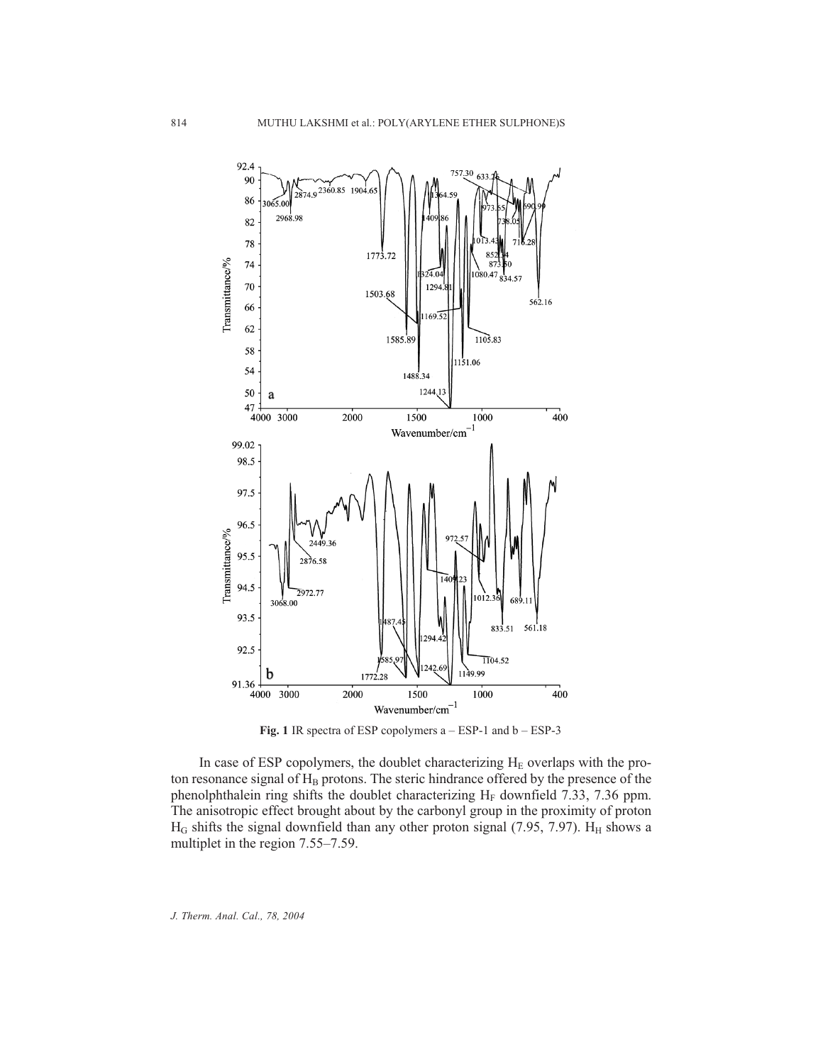Fig. 1 IR spectra of ESP copolymers a – ESP-1 and b – ESP-3

In case of ESP copolymers, the doublet characterizing $H_E$ overlaps with the proton resonance signal of $H_B$ protons. The steric hindrance offered by the presence of the phenolphthalein ring shifts the doublet characterizing $H_F$ downfield 7.33, 7.36 ppm. The anisotropic effect brought about by the carbonyl group in the proximity of proton $H_G$ shifts the signal downfield than any other proton signal (7.95, 7.97). $H_H$ shows a multiplet in the region 7.55–7.59.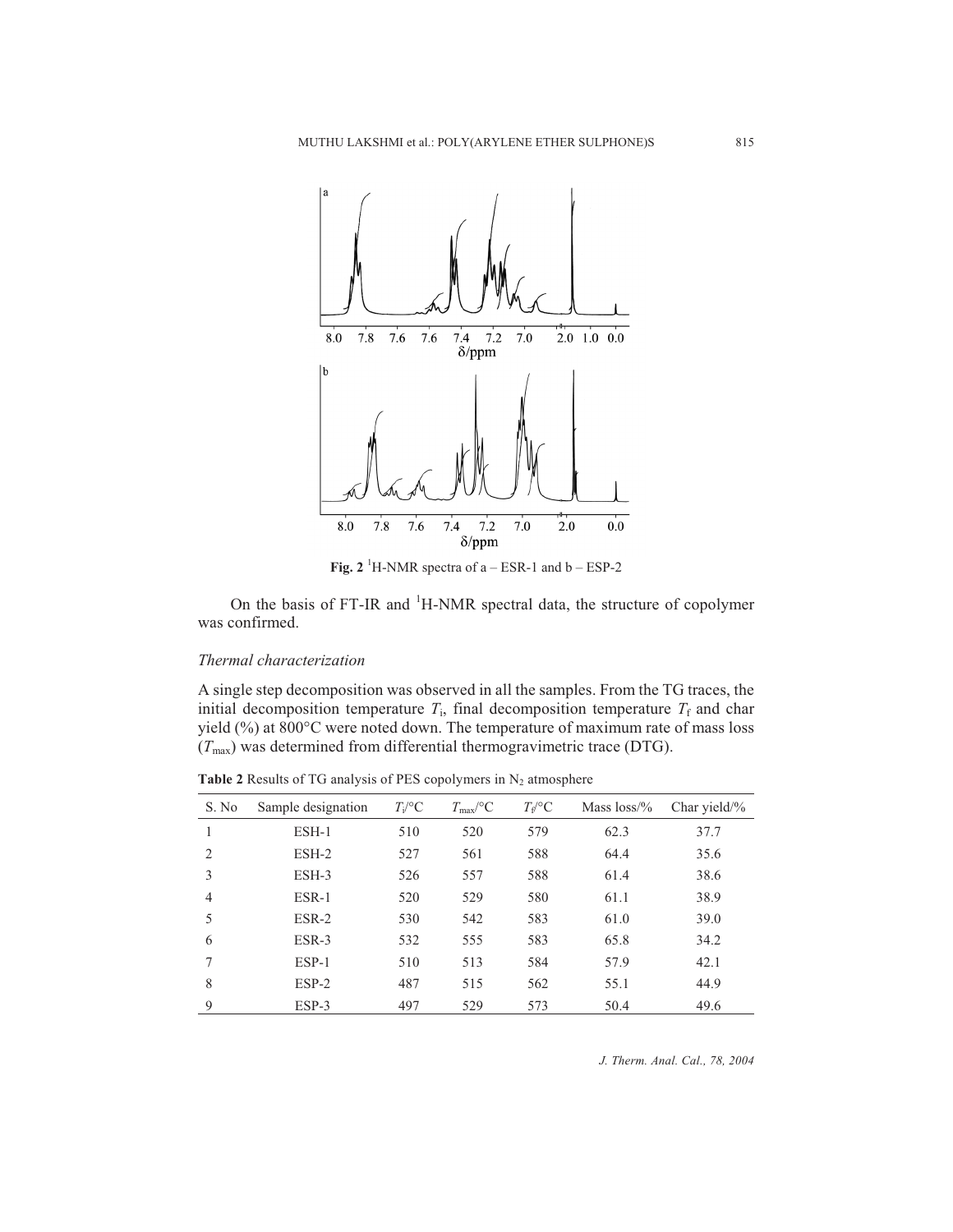Fig. 2 $^{1}$H-NMR spectra of a – ESR-1 and b – ESP-2

On the basis of FT-IR and $^{1}$H-NMR spectral data, the structure of copolymer was confirmed.

### *Thermal characterization*

A single step decomposition was observed in all the samples. From the TG traces, the initial decomposition temperature $T_i$, final decomposition temperature $T_f$ and char yield (%) at 800°C were noted down. The temperature of maximum rate of mass loss ($T_{max}$) was determined from differential thermogravimetric trace (DTG).

**Table 2** Results of TG analysis of PES copolymers in $N_2$ atmosphere

| S. No | Sample designation | $T_i$/°C | $T_{max}$/°C | $T_f$/°C | Mass loss/% | Char yield/% |
|---|---|---|---|---|---|---|
| 1 | ESH-1 | 510 | 520 | 579 | 62.3 | 37.7 |
| 2 | ESH-2 | 527 | 561 | 588 | 64.4 | 35.6 |
| 3 | ESH-3 | 526 | 557 | 588 | 61.4 | 38.6 |
| 4 | ESR-1 | 520 | 529 | 580 | 61.1 | 38.9 |
| 5 | ESR-2 | 530 | 542 | 583 | 61.0 | 39.0 |
| 6 | ESR-3 | 532 | 555 | 583 | 65.8 | 34.2 |
| 7 | ESP-1 | 510 | 513 | 584 | 57.9 | 42.1 |
| 8 | ESP-2 | 487 | 515 | 562 | 55.1 | 44.9 |
| 9 | ESP-3 | 497 | 529 | 573 | 50.4 | 49.6 |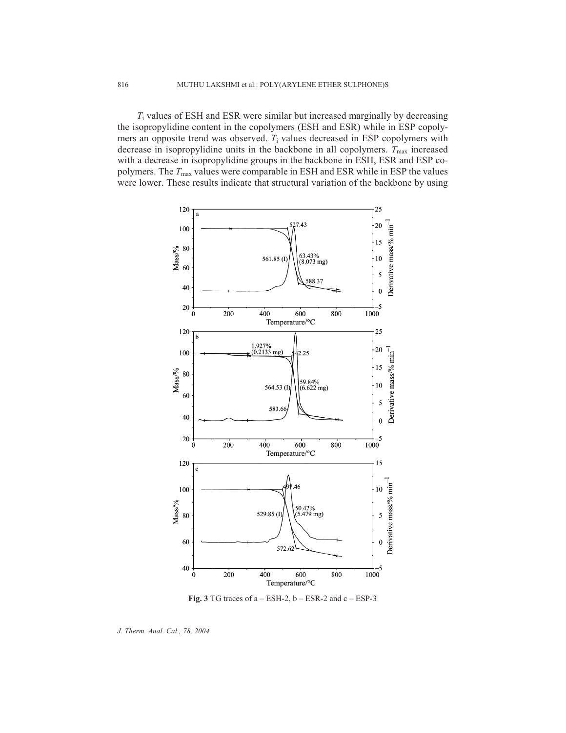$T_i$ values of ESH and ESR were similar but increased marginally by decreasing the isopropylidine content in the copolymers (ESH and ESR) while in ESP copolymers an opposite trend was observed. $T_i$ values decreased in ESP copolymers with decrease in isopropylidine units in the backbone in all copolymers. $T_{max}$ increased with a decrease in isopropylidine groups in the backbone in ESH, ESR and ESP copolymers. The $T_{max}$ values were comparable in ESH and ESR while in ESP the values were lower. These results indicate that structural variation of the backbone by using

**Fig. 3** TG traces of a – ESH-2, b – ESR-2 and c – ESP-3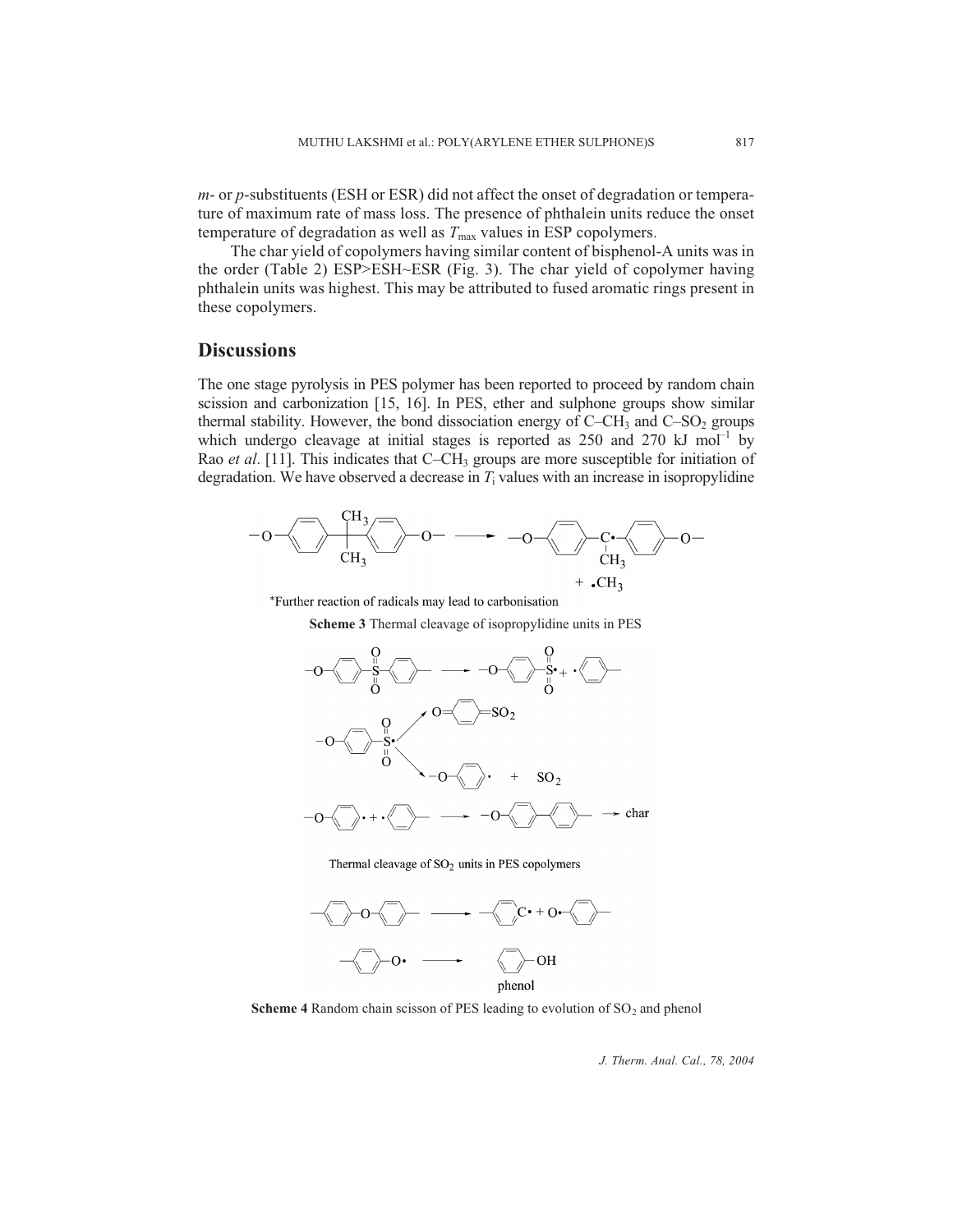*m*- or *p*-substituents (ESH or ESR) did not affect the onset of degradation or temperature of maximum rate of mass loss. The presence of phthalein units reduce the onset temperature of degradation as well as $T_{max}$ values in ESP copolymers.

The char yield of copolymers having similar content of bisphenol-A units was in the order (Table 2) ESP>ESH~ESR (Fig. 3). The char yield of copolymer having phthalein units was highest. This may be attributed to fused aromatic rings present in these copolymers.

## Discussions

The one stage pyrolysis in PES polymer has been reported to proceed by random chain scission and carbonization [15, 16]. In PES, ether and sulphone groups show similar thermal stability. However, the bond dissociation energy of C–$CH_3$ and C–$SO_2$ groups which undergo cleavage at initial stages is reported as 250 and 270 kJ $mol^{-1}$ by Rao *et al*. [11]. This indicates that C–$CH_3$ groups are more susceptible for initiation of degradation. We have observed a decrease in $T_i$ values with an increase in isopropylidine

*Further reaction of radicals may lead to carbonisation

**Scheme 3** Thermal cleavage of isopropylidine units in PES

Thermal cleavage of $SO_2$ units in PES copolymers

**Scheme 4** Random chain scisson of PES leading to evolution of $SO_2$ and phenol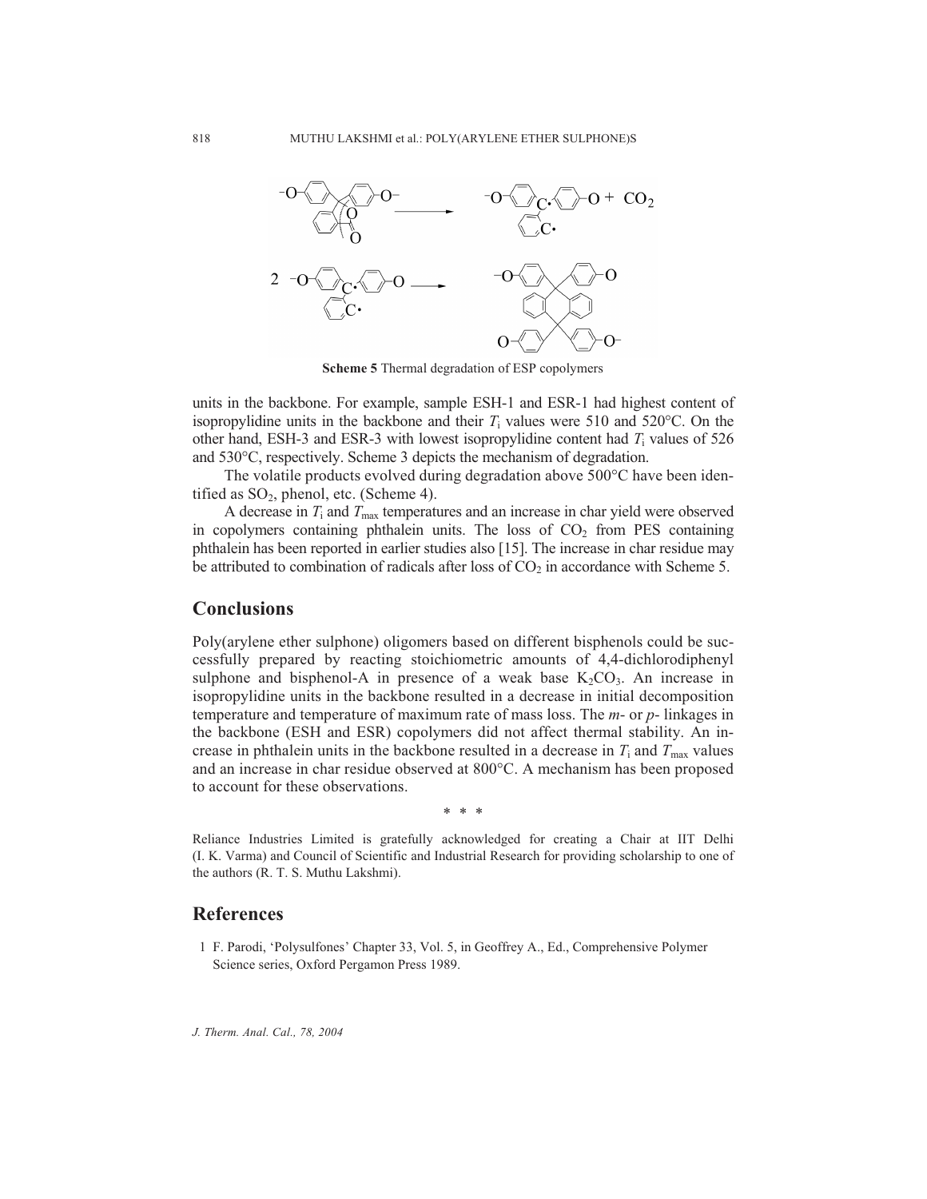**Scheme 5** Thermal degradation of ESP copolymers

units in the backbone. For example, sample ESH-1 and ESR-1 had highest content of isopropylidine units in the backbone and their $T_i$ values were 510 and 520°C. On the other hand, ESH-3 and ESR-3 with lowest isopropylidine content had $T_i$ values of 526 and 530°C, respectively. Scheme 3 depicts the mechanism of degradation.

The volatile products evolved during degradation above 500°C have been identified as $SO_2$, phenol, etc. (Scheme 4).

A decrease in $T_i$ and $T_{max}$ temperatures and an increase in char yield were observed in copolymers containing phthalein units. The loss of $CO_2$ from PES containing phthalein has been reported in earlier studies also [15]. The increase in char residue may be attributed to combination of radicals after loss of $CO_2$ in accordance with Scheme 5.

## Conclusions

Poly(arylene ether sulphone) oligomers based on different bisphenols could be successfully prepared by reacting stoichiometric amounts of 4,4-dichlorodiphenyl sulphone and bisphenol-A in presence of a weak base $K_2CO_3$. An increase in isopropylidine units in the backbone resulted in a decrease in initial decomposition temperature and temperature of maximum rate of mass loss. The *m*- or *p*- linkages in the backbone (ESH and ESR) copolymers did not affect thermal stability. An increase in phthalein units in the backbone resulted in a decrease in $T_i$ and $T_{max}$ values and an increase in char residue observed at 800°C. A mechanism has been proposed to account for these observations.

\* \* \*

Reliance Industries Limited is gratefully acknowledged for creating a Chair at IIT Delhi (I. K. Varma) and Council of Scientific and Industrial Research for providing scholarship to one of the authors (R. T. S. Muthu Lakshmi).

## References

1 F. Parodi, 'Polysulfones' Chapter 33, Vol. 5, in Geoffrey A., Ed., Comprehensive Polymer Science series, Oxford Pergamon Press 1989.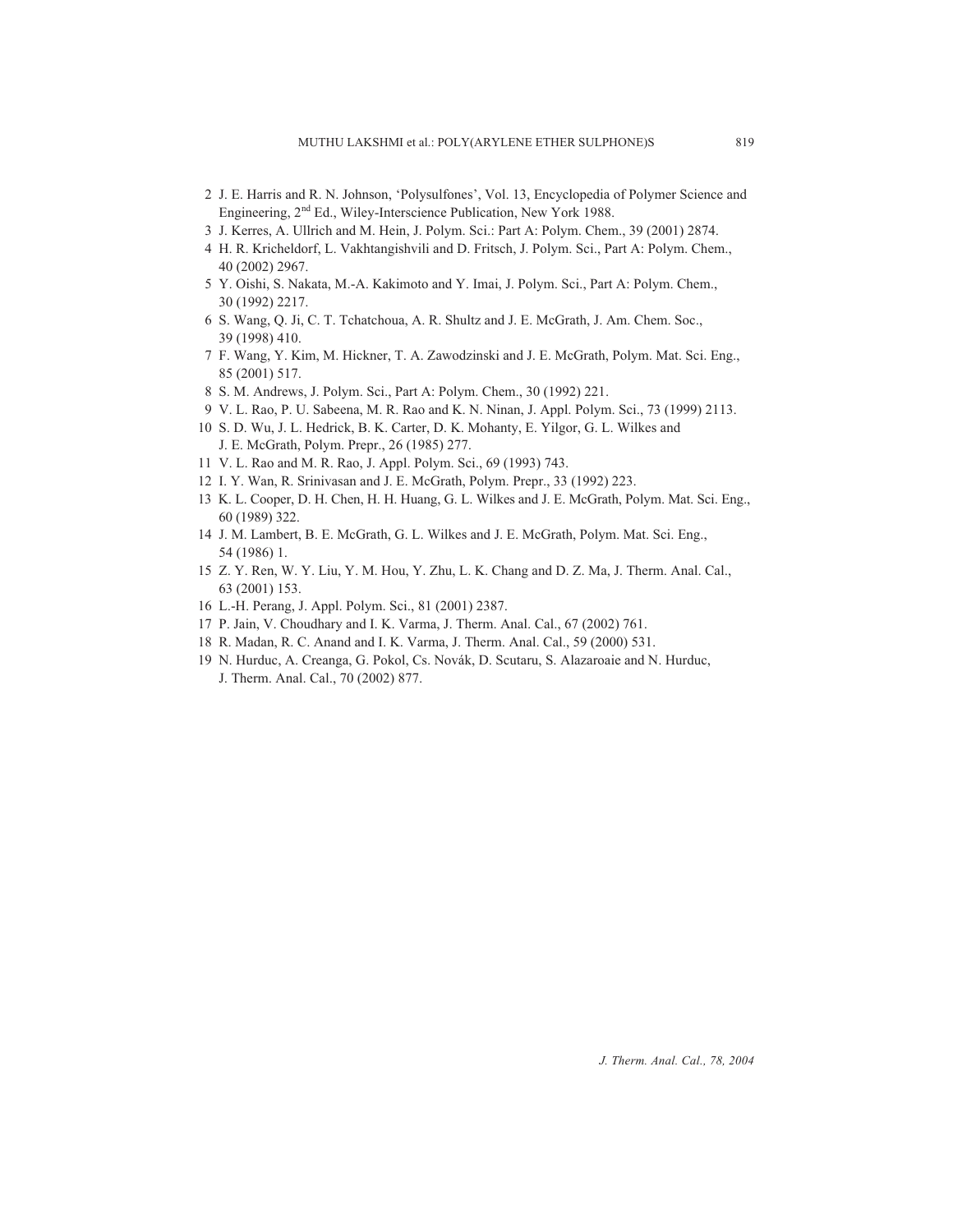2 J. E. Harris and R. N. Johnson, ‘Polysulfones’, Vol. 13, Encyclopedia of Polymer Science and Engineering, 2nd Ed., Wiley-Interscience Publication, New York 1988.

3 J. Kerres, A. Ullrich and M. Hein, J. Polym. Sci.: Part A: Polym. Chem., 39 (2001) 2874.

4 H. R. Kricheldorf, L. Vakhtangishvili and D. Fritsch, J. Polym. Sci., Part A: Polym. Chem., 40 (2002) 2967.

5 Y. Oishi, S. Nakata, M.-A. Kakimoto and Y. Imai, J. Polym. Sci., Part A: Polym. Chem., 30 (1992) 2217.

6 S. Wang, Q. Ji, C. T. Tchatchoua, A. R. Shultz and J. E. McGrath, J. Am. Chem. Soc., 39 (1998) 410.

7 F. Wang, Y. Kim, M. Hickner, T. A. Zawodzinski and J. E. McGrath, Polym. Mat. Sci. Eng., 85 (2001) 517.

8 S. M. Andrews, J. Polym. Sci., Part A: Polym. Chem., 30 (1992) 221.

9 V. L. Rao, P. U. Sabeena, M. R. Rao and K. N. Ninan, J. Appl. Polym. Sci., 73 (1999) 2113.

10 S. D. Wu, J. L. Hedrick, B. K. Carter, D. K. Mohanty, E. Yilgor, G. L. Wilkes and J. E. McGrath, Polym. Prepr., 26 (1985) 277.

11 V. L. Rao and M. R. Rao, J. Appl. Polym. Sci., 69 (1993) 743.

12 I. Y. Wan, R. Srinivasan and J. E. McGrath, Polym. Prepr., 33 (1992) 223.

13 K. L. Cooper, D. H. Chen, H. H. Huang, G. L. Wilkes and J. E. McGrath, Polym. Mat. Sci. Eng., 60 (1989) 322.

14 J. M. Lambert, B. E. McGrath, G. L. Wilkes and J. E. McGrath, Polym. Mat. Sci. Eng., 54 (1986) 1.

15 Z. Y. Ren, W. Y. Liu, Y. M. Hou, Y. Zhu, L. K. Chang and D. Z. Ma, J. Therm. Anal. Cal., 63 (2001) 153.

16 L.-H. Perang, J. Appl. Polym. Sci., 81 (2001) 2387.

17 P. Jain, V. Choudhary and I. K. Varma, J. Therm. Anal. Cal., 67 (2002) 761.

18 R. Madan, R. C. Anand and I. K. Varma, J. Therm. Anal. Cal., 59 (2000) 531.

19 N. Hurduc, A. Creanga, G. Pokol, Cs. Novák, D. Scutaru, S. Alazaroaie and N. Hurduc, J. Therm. Anal. Cal., 70 (2002) 877.